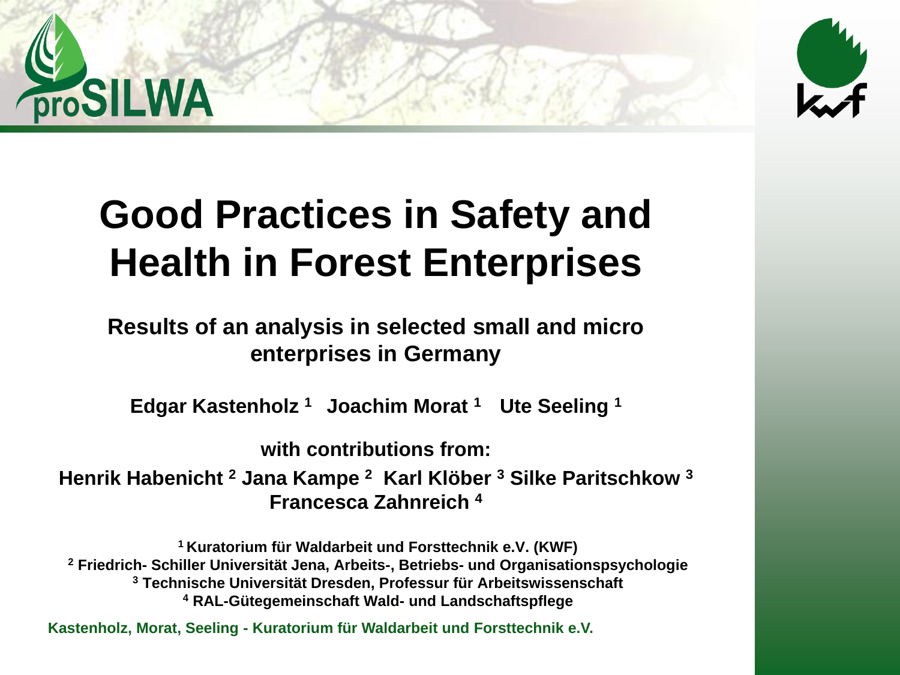# Good Practices in Safety and Health in Forest Enterprises

## Results of an analysis in selected small and micro enterprises in Germany

**Edgar Kastenholz [1] Joachim Morat [1] Ute Seeling [1]**

**with contributions from:**

**Henrik Habenicht [2] Jana Kampe [2] Karl Klöber [3] Silke Paritschkow [3] Francesca Zahnreich [4]**

[1] Kuratorium für Waldarbeit und Forsttechnik e.V. (KWF)
[2] Friedrich- Schiller Universität Jena, Arbeits-, Betriebs- und Organisationspsychologie
[3] Technische Universität Dresden, Professur für Arbeitswissenschaft
[4] RAL-Gütegemeinschaft Wald- und Landschaftspflege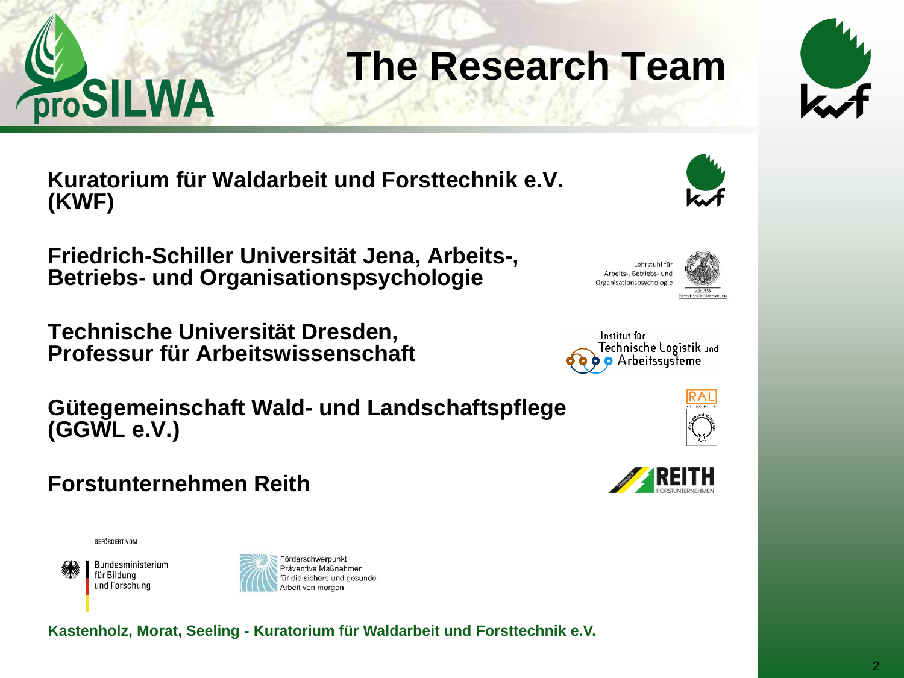# The Research Team

**Kuratorium für Waldarbeit und Forsttechnik e.V. (KWF)**

**Friedrich-Schiller Universität Jena, Arbeits-, Betriebs- und Organisationspsychologie**

**Technische Universität Dresden, Professur für Arbeitswissenschaft**

**Gütegemeinschaft Wald- und Landschaftspflege (GGWL e.V.)**

**Forstunternehmen Reith**

GEFÖRDERT VOM

Bundesministerium für Bildung und Forschung

Förderschwerpunkt Präventive Maßnahmen für die sichere und gesunde Arbeit von morgen

**Kastenholz, Morat, Seeling - Kuratorium für Waldarbeit und Forsttechnik e.V.**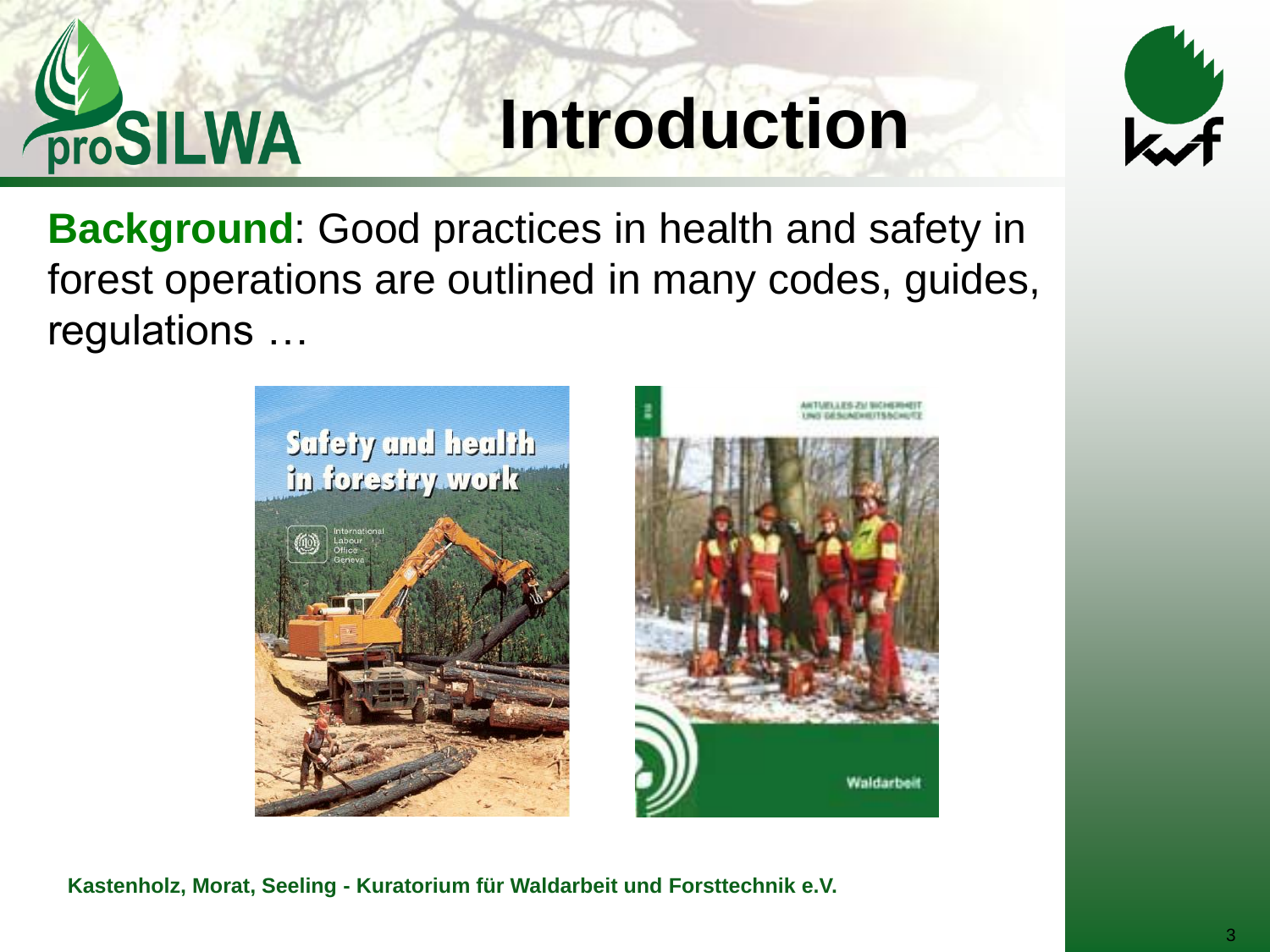# Introduction

**Background**: Good practices in health and safety in forest operations are outlined in many codes, guides, regulations …

Kastenholz, Morat, Seeling - Kuratorium für Waldarbeit und Forsttechnik e.V.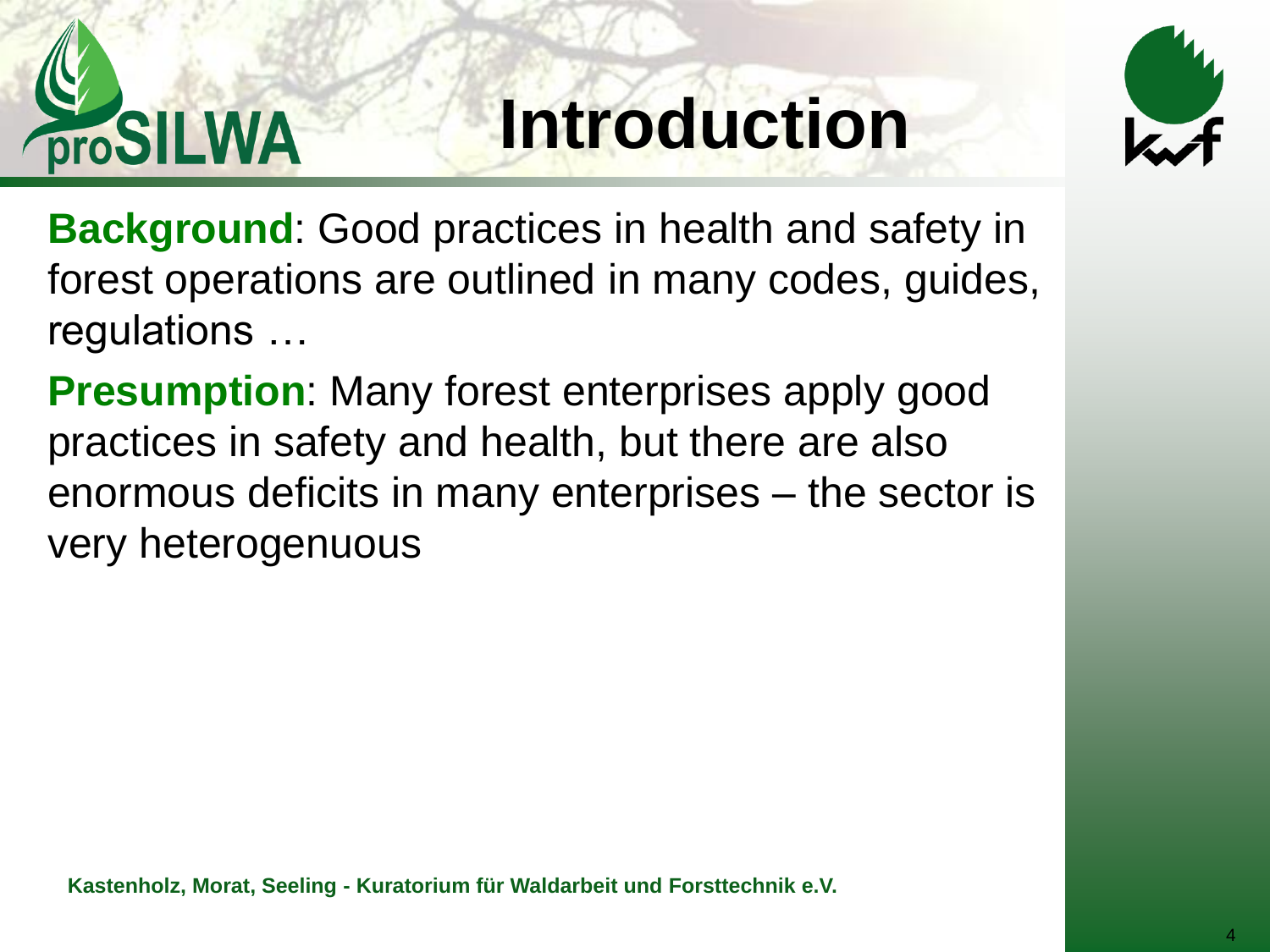# Introduction

**Background**: Good practices in health and safety in forest operations are outlined in many codes, guides, regulations …

**Presumption**: Many forest enterprises apply good practices in safety and health, but there are also enormous deficits in many enterprises – the sector is very heterogenuous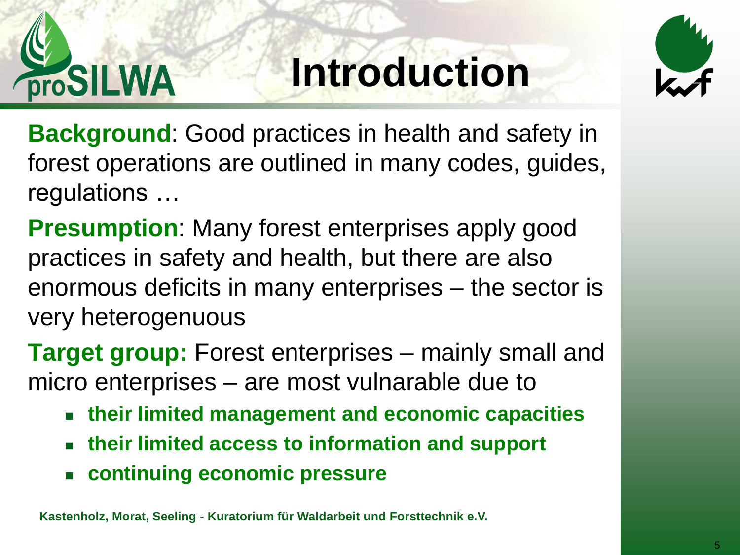# Introduction

**Background**: Good practices in health and safety in forest operations are outlined in many codes, guides, regulations …

**Presumption**: Many forest enterprises apply good practices in safety and health, but there are also enormous deficits in many enterprises – the sector is very heterogenuous

**Target group:** Forest enterprises – mainly small and micro enterprises – are most vulnarable due to

- **their limited management and economic capacities**
- **their limited access to information and support**
- **continuing economic pressure**

**Kastenholz, Morat, Seeling - Kuratorium für Waldarbeit und Forsttechnik e.V.**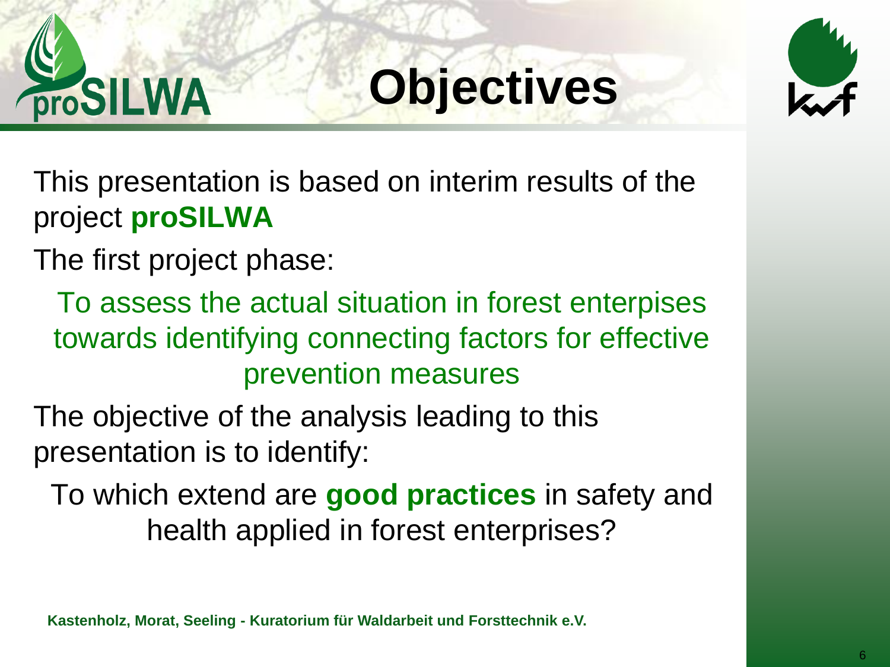# Objectives

This presentation is based on interim results of the project **proSILWA**

The first project phase:

To assess the actual situation in forest enterpises towards identifying connecting factors for effective prevention measures

The objective of the analysis leading to this presentation is to identify:

To which extend are **good practices** in safety and health applied in forest enterprises?

**Kastenholz, Morat, Seeling - Kuratorium für Waldarbeit und Forsttechnik e.V.**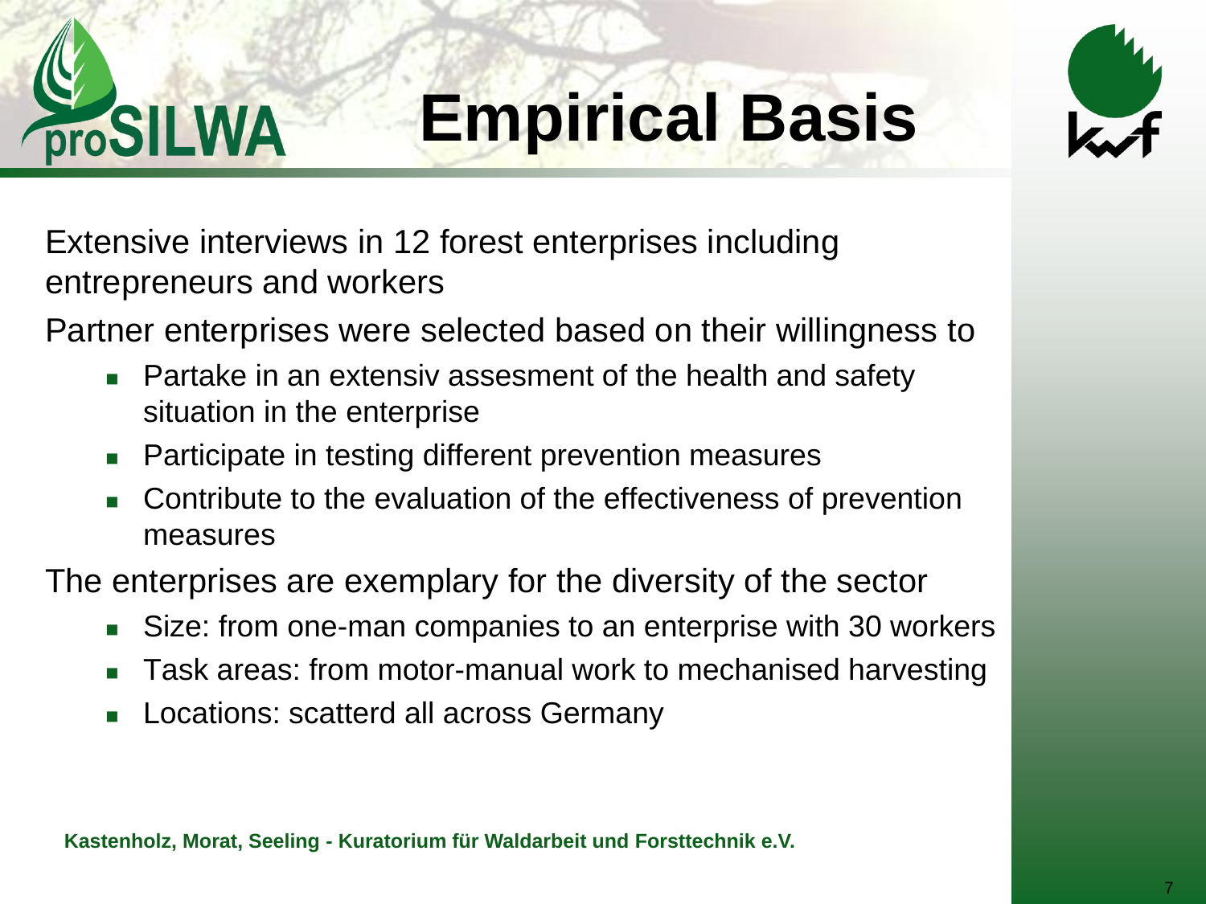# Empirical Basis

Extensive interviews in 12 forest enterprises including entrepreneurs and workers

Partner enterprises were selected based on their willingness to

- Partake in an extensiv assesment of the health and safety situation in the enterprise
- Participate in testing different prevention measures
- Contribute to the evaluation of the effectiveness of prevention measures

The enterprises are exemplary for the diversity of the sector

- Size: from one-man companies to an enterprise with 30 workers
- Task areas: from motor-manual work to mechanised harvesting
- Locations: scatterd all across Germany

**Kastenholz, Morat, Seeling - Kuratorium für Waldarbeit und Forsttechnik e.V.**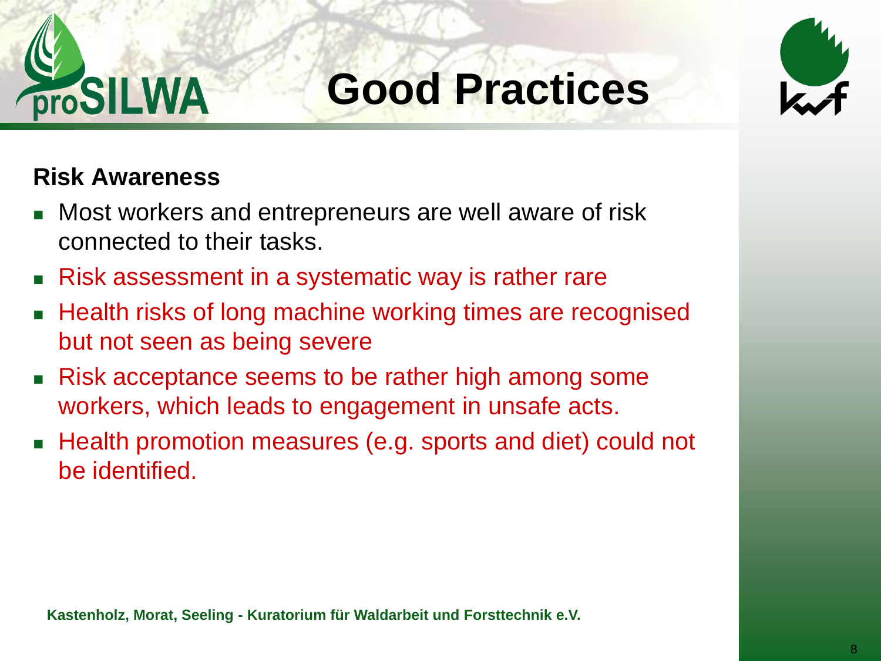# Good Practices

**Risk Awareness**

- Most workers and entrepreneurs are well aware of risk connected to their tasks.
- Risk assessment in a systematic way is rather rare
- Health risks of long machine working times are recognised but not seen as being severe
- Risk acceptance seems to be rather high among some workers, which leads to engagement in unsafe acts.
- Health promotion measures (e.g. sports and diet) could not be identified.

**Kastenholz, Morat, Seeling - Kuratorium für Waldarbeit und Forsttechnik e.V.**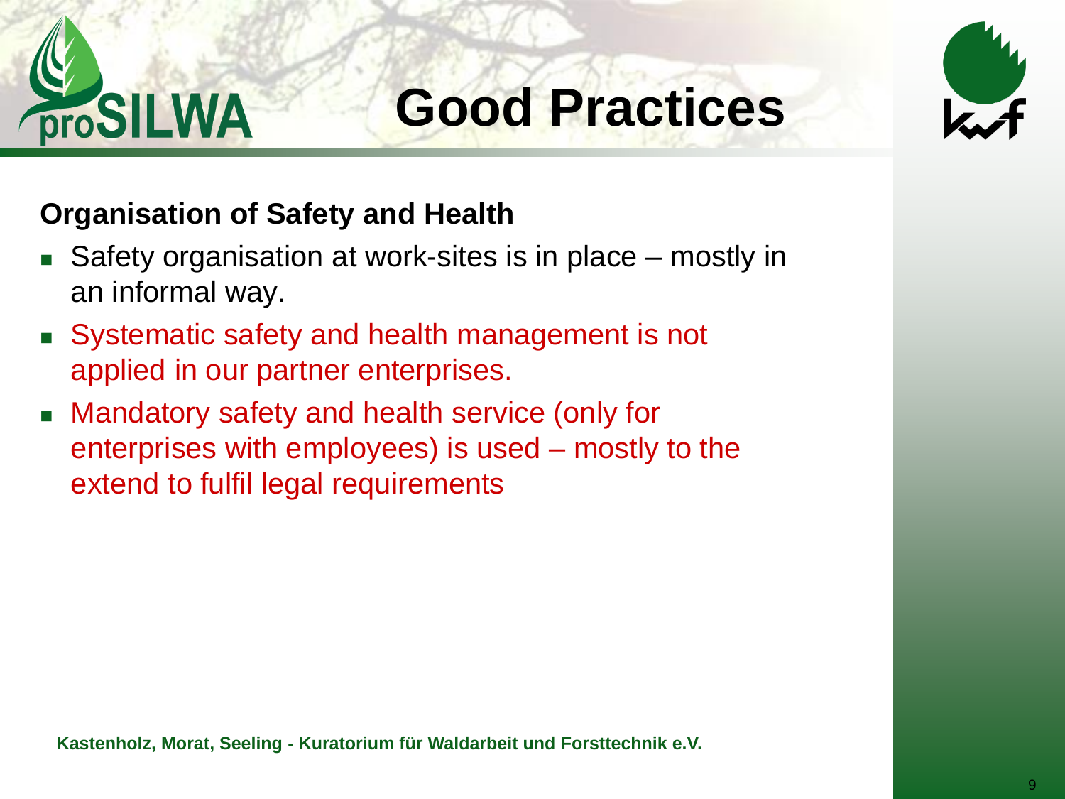# Good Practices

**Organisation of Safety and Health**

- Safety organisation at work-sites is in place – mostly in an informal way.
- Systematic safety and health management is not applied in our partner enterprises.
- Mandatory safety and health service (only for enterprises with employees) is used – mostly to the extend to fulfil legal requirements

**Kastenholz, Morat, Seeling - Kuratorium für Waldarbeit und Forsttechnik e.V.**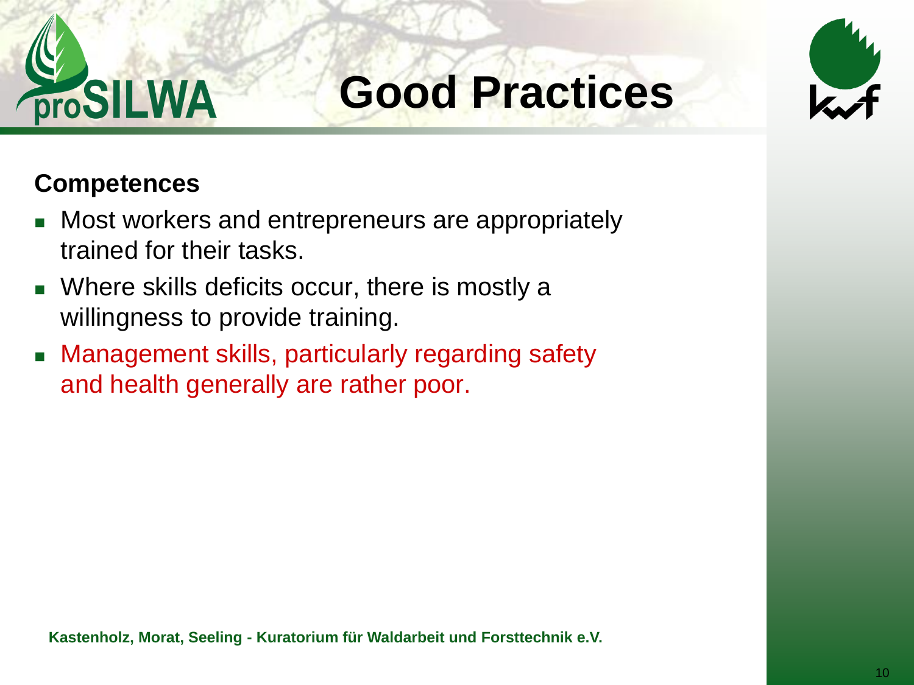# Good Practices

**Competences**

- Most workers and entrepreneurs are appropriately trained for their tasks.
- Where skills deficits occur, there is mostly a willingness to provide training.
- Management skills, particularly regarding safety and health generally are rather poor.

**Kastenholz, Morat, Seeling - Kuratorium für Waldarbeit und Forsttechnik e.V.**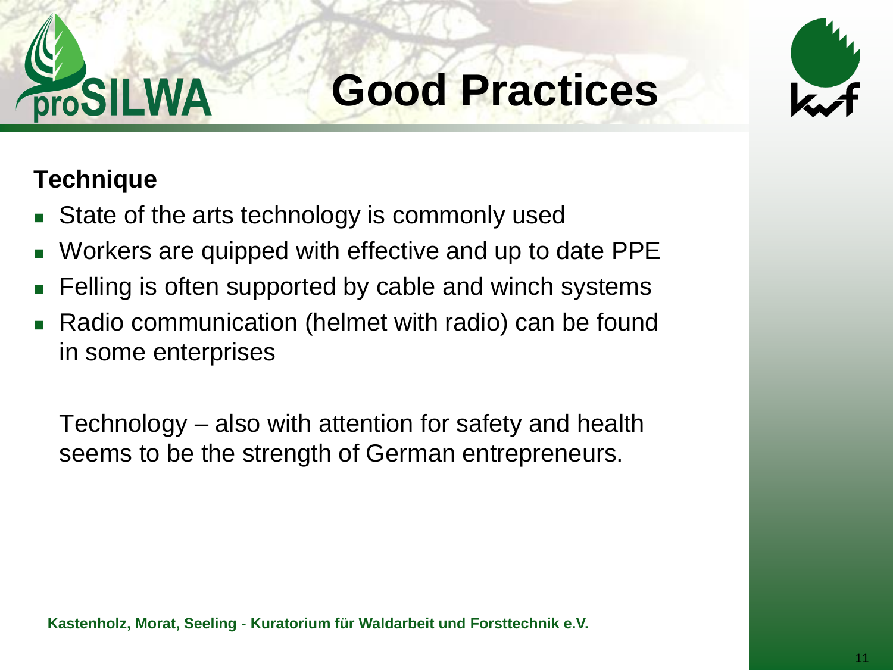# Good Practices

**Technique**

- State of the arts technology is commonly used
- Workers are quipped with effective and up to date PPE
- Felling is often supported by cable and winch systems
- Radio communication (helmet with radio) can be found in some enterprises

Technology – also with attention for safety and health seems to be the strength of German entrepreneurs.

**Kastenholz, Morat, Seeling - Kuratorium für Waldarbeit und Forsttechnik e.V.**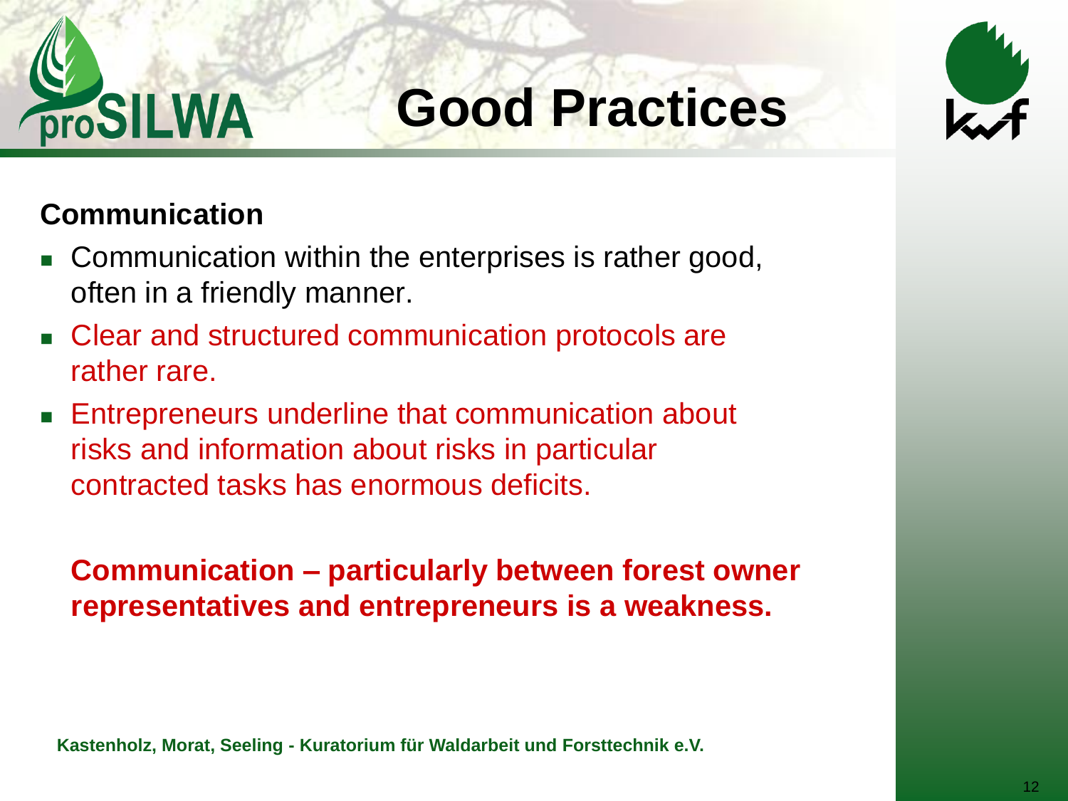# Good Practices

**Communication**

- Communication within the enterprises is rather good, often in a friendly manner.
- Clear and structured communication protocols are rather rare.
- Entrepreneurs underline that communication about risks and information about risks in particular contracted tasks has enormous deficits.

**Communication – particularly between forest owner representatives and entrepreneurs is a weakness.**

**Kastenholz, Morat, Seeling - Kuratorium für Waldarbeit und Forsttechnik e.V.**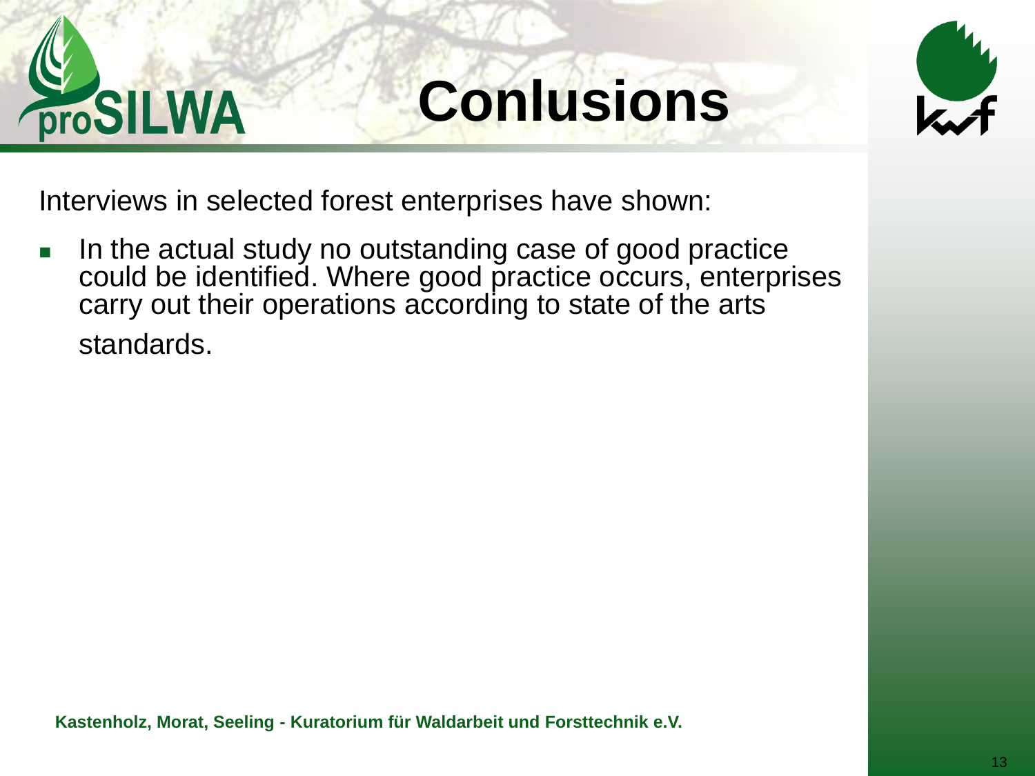# Conlusions

Interviews in selected forest enterprises have shown:

- In the actual study no outstanding case of good practice could be identified. Where good practice occurs, enterprises carry out their operations according to state of the arts standards.

**Kastenholz, Morat, Seeling - Kuratorium für Waldarbeit und Forsttechnik e.V.**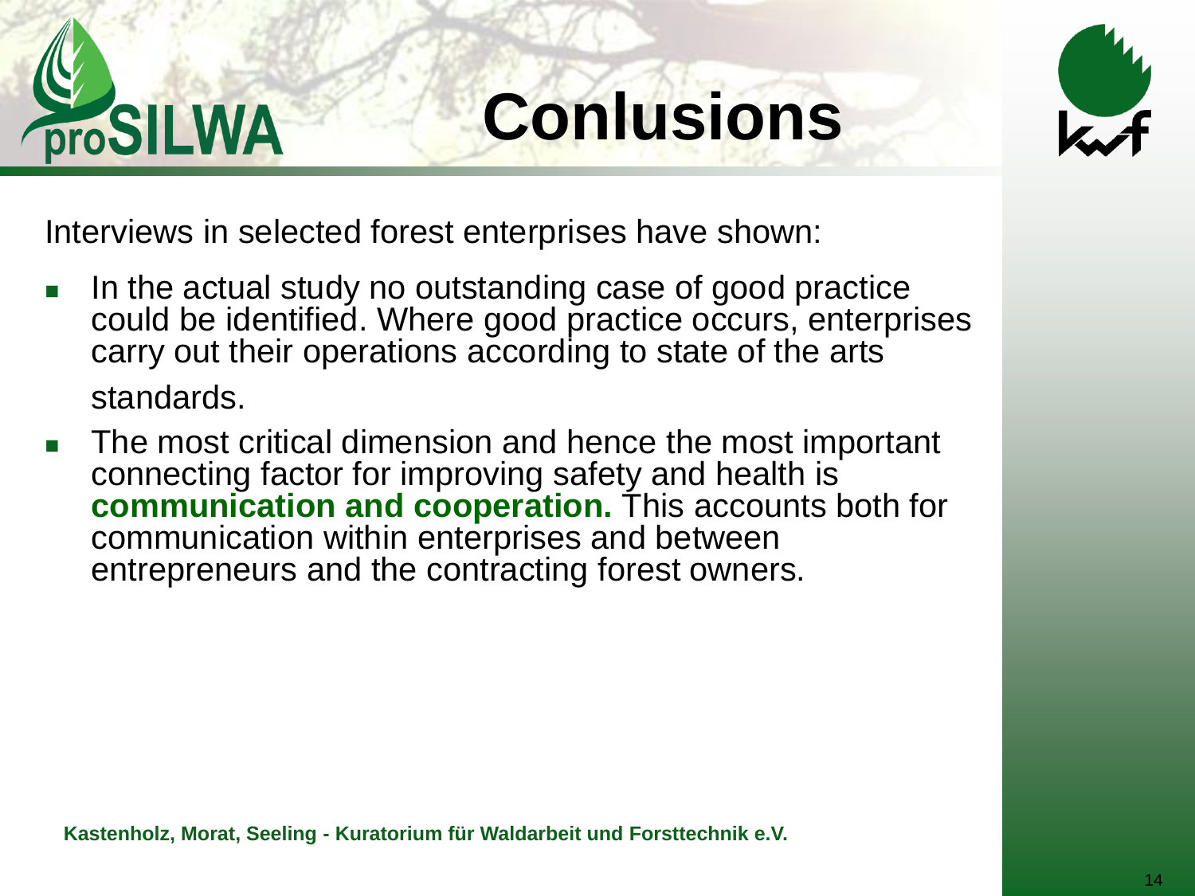# Conlusions

Interviews in selected forest enterprises have shown:

- In the actual study no outstanding case of good practice could be identified. Where good practice occurs, enterprises carry out their operations according to state of the arts standards.
- The most critical dimension and hence the most important connecting factor for improving safety and health is **communication and cooperation.** This accounts both for communication within enterprises and between entrepreneurs and the contracting forest owners.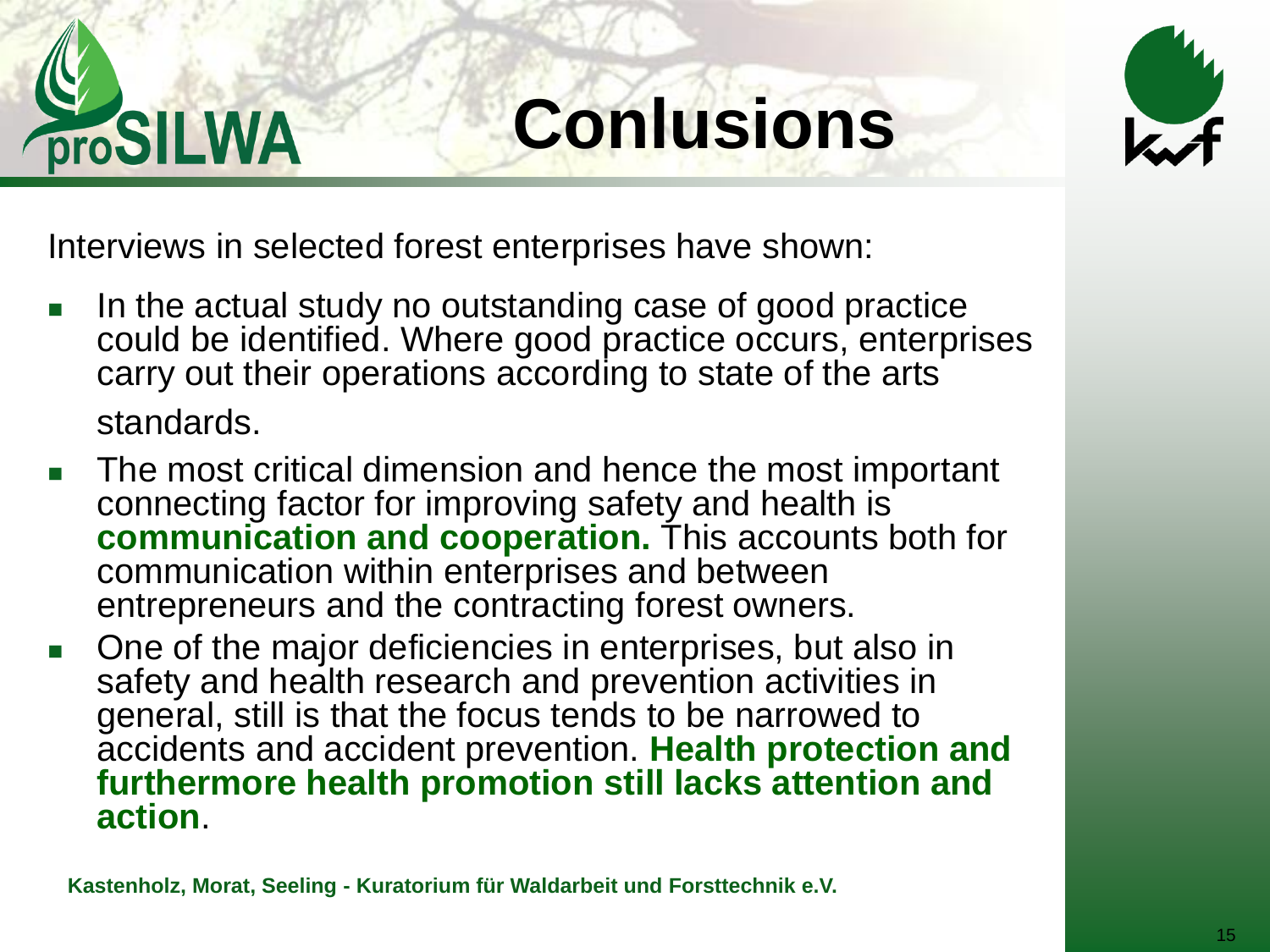# Conlusions

Interviews in selected forest enterprises have shown:

- In the actual study no outstanding case of good practice could be identified. Where good practice occurs, enterprises carry out their operations according to state of the arts standards.
- The most critical dimension and hence the most important connecting factor for improving safety and health is **communication and cooperation.** This accounts both for communication within enterprises and between entrepreneurs and the contracting forest owners.
- One of the major deficiencies in enterprises, but also in safety and health research and prevention activities in general, still is that the focus tends to be narrowed to accidents and accident prevention. **Health protection and furthermore health promotion still lacks attention and action**.

**Kastenholz, Morat, Seeling - Kuratorium für Waldarbeit und Forsttechnik e.V.**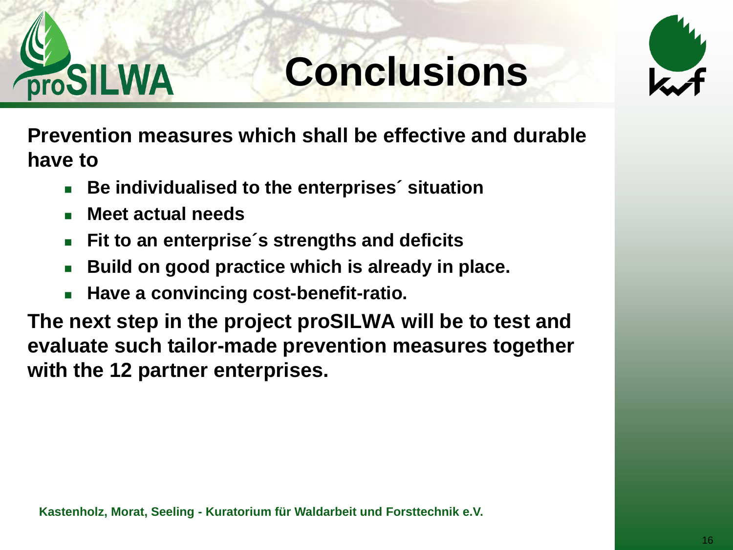# Conclusions

**Prevention measures which shall be effective and durable have to**

- **Be individualised to the enterprises´ situation**
- **Meet actual needs**
- **Fit to an enterprise´s strengths and deficits**
- **Build on good practice which is already in place.**
- **Have a convincing cost-benefit-ratio.**

**The next step in the project proSILWA will be to test and evaluate such tailor-made prevention measures together with the 12 partner enterprises.**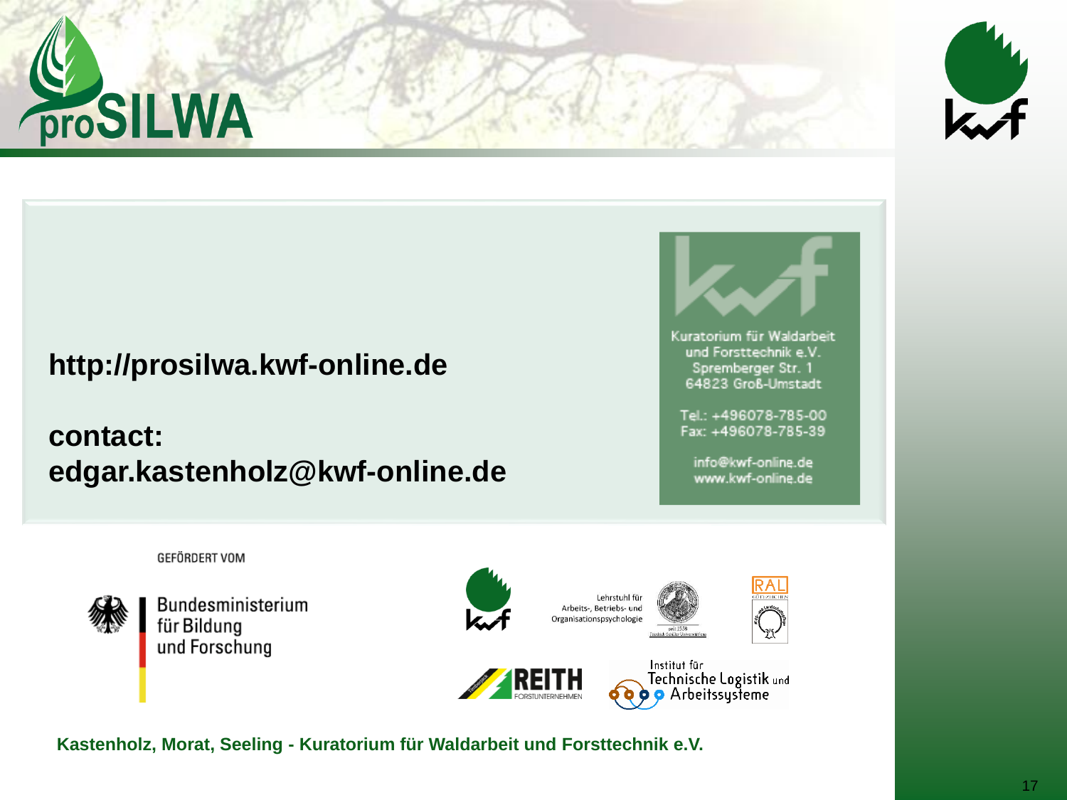proSILWA

**http://prosilwa.kwf-online.de**

**contact:**
**edgar.kastenholz@kwf-online.de**

Kuratorium für Waldarbeit und Forsttechnik e.V.
Spremberger Str. 1
64823 Groß-Umstadt

Tel.: +496078-785-00
Fax: +496078-785-39

info@kwf-online.de
www.kwf-online.de

GEFÖRDERT VOM

Bundesministerium für Bildung und Forschung

Lehrstuhl für Arbeits-, Betriebs- und Organisationspsychologie

RAL

REITH FORSTUNTERNEHMEN

Institut für Technische Logistik und Arbeitssysteme

**Kastenholz, Morat, Seeling - Kuratorium für Waldarbeit und Forsttechnik e.V.**